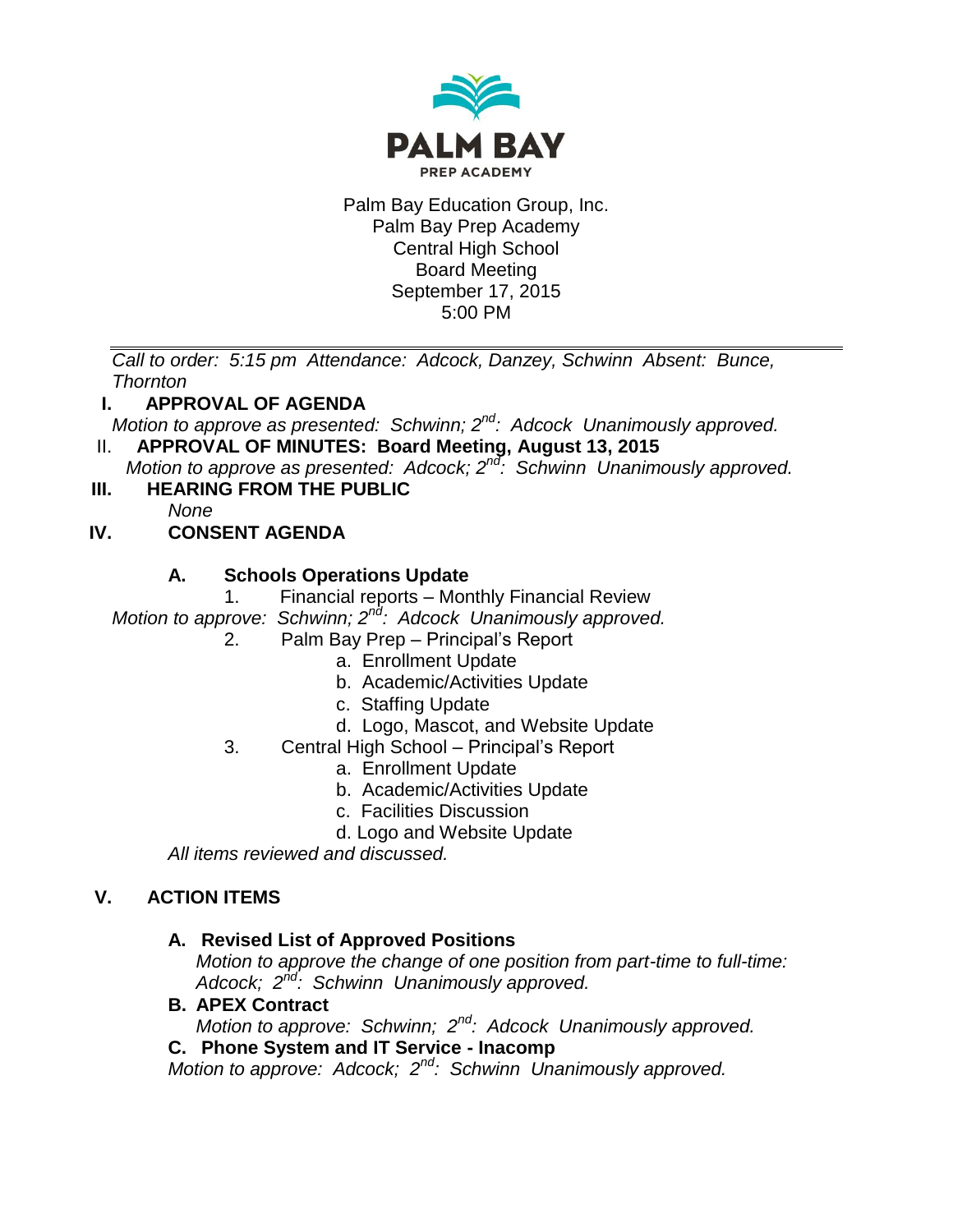PALM BAY

PREP ACADEMY

Palm Bay Education Group, Inc.
Palm Bay Prep Academy
Central High School
Board Meeting
September 17, 2015
5:00 PM

---

*Call to order: 5:15 pm Attendance: Adcock, Danzey, Schwinn Absent: Bunce, Thornton*

## I. APPROVAL OF AGENDA

*Motion to approve as presented: Schwinn; 2nd: Adcock Unanimously approved.*

## II. APPROVAL OF MINUTES: Board Meeting, August 13, 2015

*Motion to approve as presented: Adcock; 2nd: Schwinn Unanimously approved.*

## III. HEARING FROM THE PUBLIC

*None*

## IV. CONSENT AGENDA

### A. Schools Operations Update

1. Financial reports – Monthly Financial Review

*Motion to approve: Schwinn; 2nd: Adcock Unanimously approved.*

2. Palm Bay Prep – Principal's Report
   a. Enrollment Update
   b. Academic/Activities Update
   c. Staffing Update
   d. Logo, Mascot, and Website Update
3. Central High School – Principal's Report
   a. Enrollment Update
   b. Academic/Activities Update
   c. Facilities Discussion
   d. Logo and Website Update

*All items reviewed and discussed.*

## V. ACTION ITEMS

### A. Revised List of Approved Positions

*Motion to approve the change of one position from part-time to full-time: Adcock; 2nd: Schwinn Unanimously approved.*

### B. APEX Contract

*Motion to approve: Schwinn; 2nd: Adcock Unanimously approved.*

### C. Phone System and IT Service - Inacomp

*Motion to approve: Adcock; 2nd: Schwinn Unanimously approved.*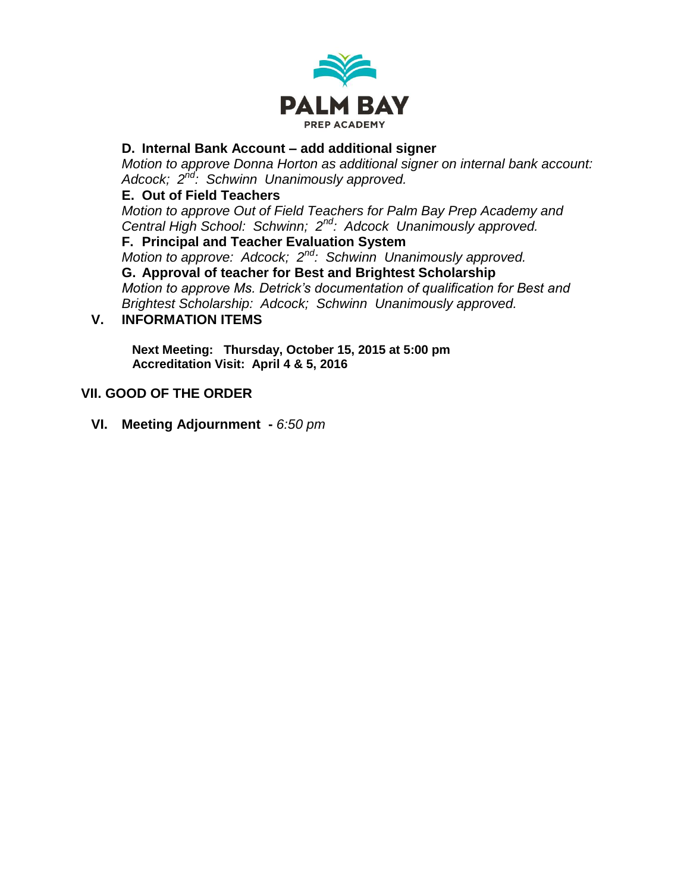**PALM BAY**
PREP ACADEMY

**D. Internal Bank Account – add additional signer**
*Motion to approve Donna Horton as additional signer on internal bank account: Adcock; 2nd: Schwinn Unanimously approved.*

**E. Out of Field Teachers**
*Motion to approve Out of Field Teachers for Palm Bay Prep Academy and Central High School: Schwinn; 2nd: Adcock Unanimously approved.*

**F. Principal and Teacher Evaluation System**
*Motion to approve: Adcock; 2nd: Schwinn Unanimously approved.*

**G. Approval of teacher for Best and Brightest Scholarship**
*Motion to approve Ms. Detrick's documentation of qualification for Best and Brightest Scholarship: Adcock; Schwinn Unanimously approved.*

## V. INFORMATION ITEMS

**Next Meeting: Thursday, October 15, 2015 at 5:00 pm**
**Accreditation Visit: April 4 & 5, 2016**

## VII. GOOD OF THE ORDER

## VI. Meeting Adjournment - *6:50 pm*